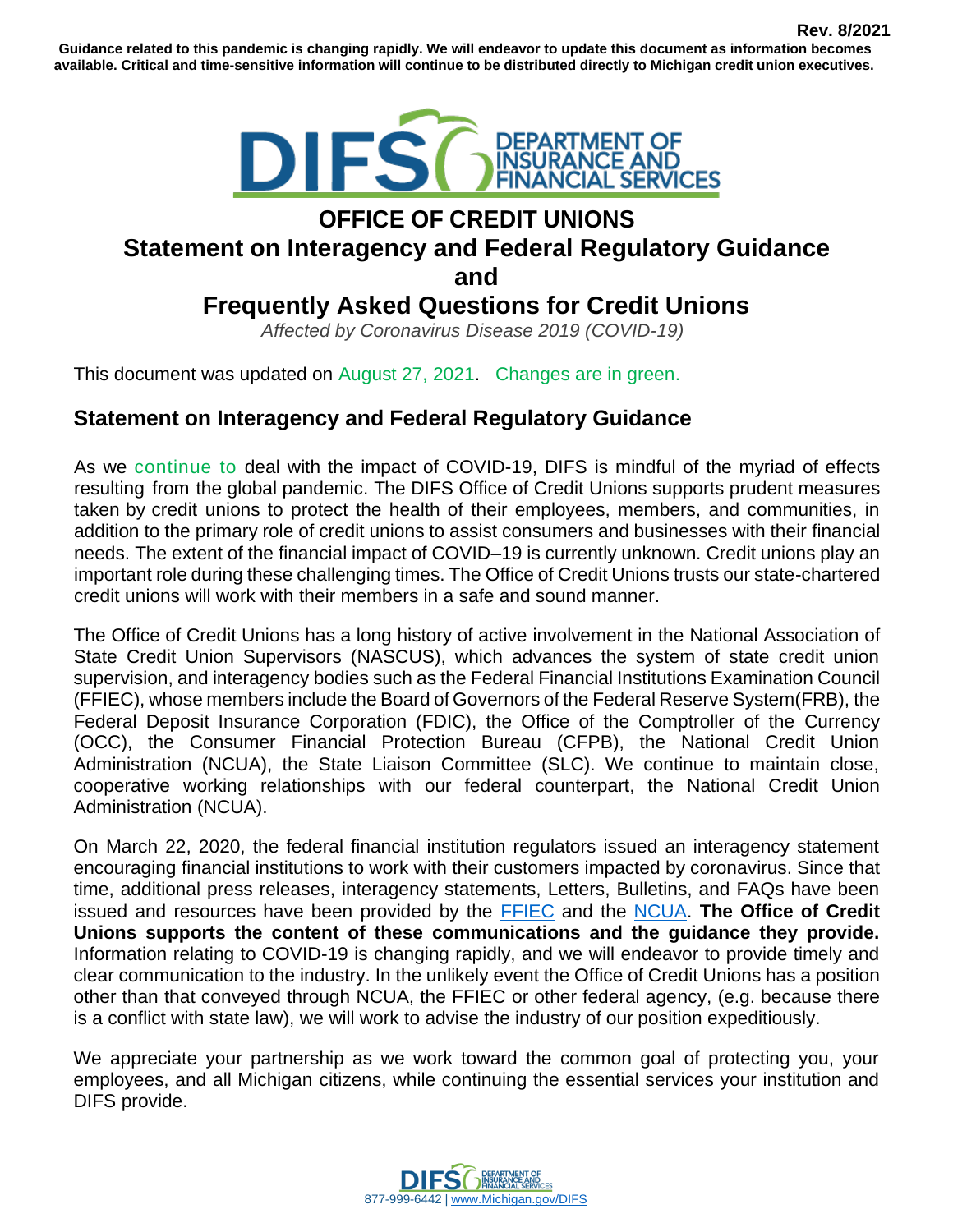Rev. 8/2021

**Guidance related to this pandemic is changing rapidly. We will endeavor to update this document as information becomes available. Critical and time-sensitive information will continue to be distributed directly to Michigan credit union executives.**

DIFS DEPARTMENT OF INSURANCE AND FINANCIAL SERVICES

# OFFICE OF CREDIT UNIONS
# Statement on Interagency and Federal Regulatory Guidance and Frequently Asked Questions for Credit Unions

*Affected by Coronavirus Disease 2019 (COVID-19)*

This document was updated on August 27, 2021. Changes are in green.

## Statement on Interagency and Federal Regulatory Guidance

As we continue to deal with the impact of COVID-19, DIFS is mindful of the myriad of effects resulting from the global pandemic. The DIFS Office of Credit Unions supports prudent measures taken by credit unions to protect the health of their employees, members, and communities, in addition to the primary role of credit unions to assist consumers and businesses with their financial needs. The extent of the financial impact of COVID–19 is currently unknown. Credit unions play an important role during these challenging times. The Office of Credit Unions trusts our state-chartered credit unions will work with their members in a safe and sound manner.

The Office of Credit Unions has a long history of active involvement in the National Association of State Credit Union Supervisors (NASCUS), which advances the system of state credit union supervision, and interagency bodies such as the Federal Financial Institutions Examination Council (FFIEC), whose members include the Board of Governors of the Federal Reserve System(FRB), the Federal Deposit Insurance Corporation (FDIC), the Office of the Comptroller of the Currency (OCC), the Consumer Financial Protection Bureau (CFPB), the National Credit Union Administration (NCUA), the State Liaison Committee (SLC). We continue to maintain close, cooperative working relationships with our federal counterpart, the National Credit Union Administration (NCUA).

On March 22, 2020, the federal financial institution regulators issued an interagency statement encouraging financial institutions to work with their customers impacted by coronavirus. Since that time, additional press releases, interagency statements, Letters, Bulletins, and FAQs have been issued and resources have been provided by the FFIEC and the NCUA. **The Office of Credit Unions supports the content of these communications and the guidance they provide.** Information relating to COVID-19 is changing rapidly, and we will endeavor to provide timely and clear communication to the industry. In the unlikely event the Office of Credit Unions has a position other than that conveyed through NCUA, the FFIEC or other federal agency, (e.g. because there is a conflict with state law), we will work to advise the industry of our position expeditiously.

We appreciate your partnership as we work toward the common goal of protecting you, your employees, and all Michigan citizens, while continuing the essential services your institution and DIFS provide.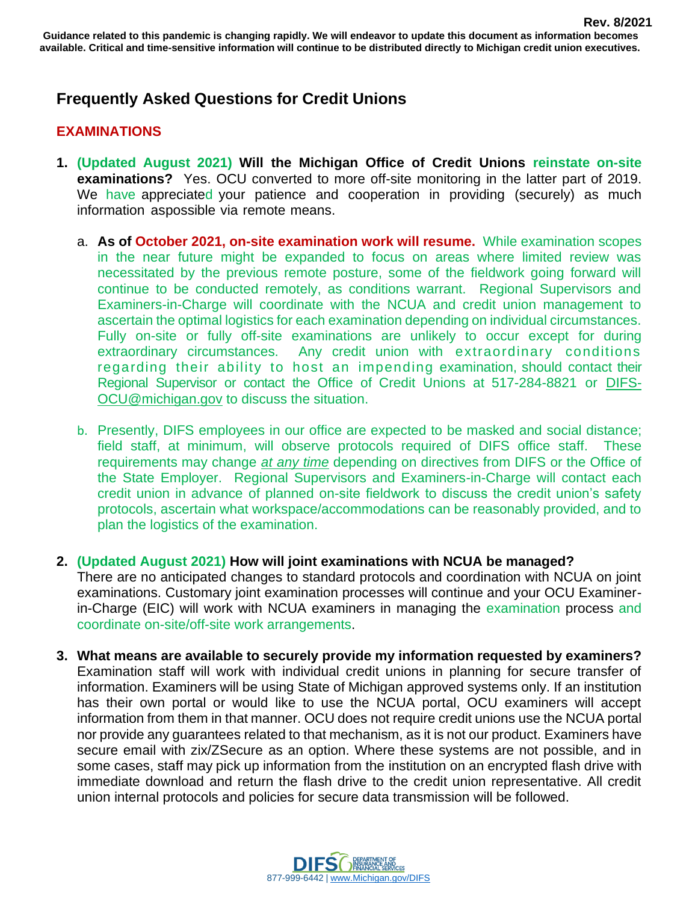Guidance related to this pandemic is changing rapidly. We will endeavor to update this document as information becomes available. Critical and time-sensitive information will continue to be distributed directly to Michigan credit union executives.

# Frequently Asked Questions for Credit Unions

## EXAMINATIONS

1. **(Updated August 2021) Will the Michigan Office of Credit Unions reinstate on-site examinations?** Yes. OCU converted to more off-site monitoring in the latter part of 2019. We have appreciated your patience and cooperation in providing (securely) as much information aspossible via remote means.

   a. **As of October 2021, on-site examination work will resume.** While examination scopes in the near future might be expanded to focus on areas where limited review was necessitated by the previous remote posture, some of the fieldwork going forward will continue to be conducted remotely, as conditions warrant. Regional Supervisors and Examiners-in-Charge will coordinate with the NCUA and credit union management to ascertain the optimal logistics for each examination depending on individual circumstances. Fully on-site or fully off-site examinations are unlikely to occur except for during extraordinary circumstances. Any credit union with extraordinary conditions regarding their ability to host an impending examination, should contact their Regional Supervisor or contact the Office of Credit Unions at 517-284-8821 or DIFS-OCU@michigan.gov to discuss the situation.

   b. Presently, DIFS employees in our office are expected to be masked and social distance; field staff, at minimum, will observe protocols required of DIFS office staff. These requirements may change ***at any time*** depending on directives from DIFS or the Office of the State Employer. Regional Supervisors and Examiners-in-Charge will contact each credit union in advance of planned on-site fieldwork to discuss the credit union's safety protocols, ascertain what workspace/accommodations can be reasonably provided, and to plan the logistics of the examination.

2. **(Updated August 2021) How will joint examinations with NCUA be managed?** There are no anticipated changes to standard protocols and coordination with NCUA on joint examinations. Customary joint examination processes will continue and your OCU Examiner-in-Charge (EIC) will work with NCUA examiners in managing the examination process and coordinate on-site/off-site work arrangements.

3. **What means are available to securely provide my information requested by examiners?** Examination staff will work with individual credit unions in planning for secure transfer of information. Examiners will be using State of Michigan approved systems only. If an institution has their own portal or would like to use the NCUA portal, OCU examiners will accept information from them in that manner. OCU does not require credit unions use the NCUA portal nor provide any guarantees related to that mechanism, as it is not our product. Examiners have secure email with zix/ZSecure as an option. Where these systems are not possible, and in some cases, staff may pick up information from the institution on an encrypted flash drive with immediate download and return the flash drive to the credit union representative. All credit union internal protocols and policies for secure data transmission will be followed.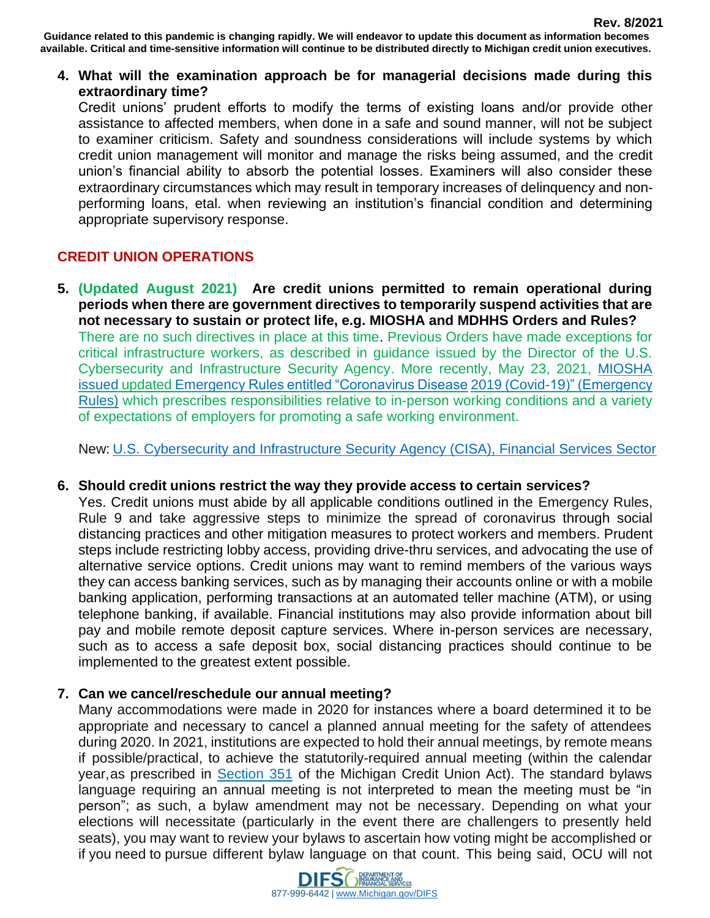**4. What will the examination approach be for managerial decisions made during this extraordinary time?**

Credit unions' prudent efforts to modify the terms of existing loans and/or provide other assistance to affected members, when done in a safe and sound manner, will not be subject to examiner criticism. Safety and soundness considerations will include systems by which credit union management will monitor and manage the risks being assumed, and the credit union's financial ability to absorb the potential losses. Examiners will also consider these extraordinary circumstances which may result in temporary increases of delinquency and non-performing loans, etal. when reviewing an institution's financial condition and determining appropriate supervisory response.

## CREDIT UNION OPERATIONS

**5. (Updated August 2021) Are credit unions permitted to remain operational during periods when there are government directives to temporarily suspend activities that are not necessary to sustain or protect life, e.g. MIOSHA and MDHHS Orders and Rules?**

There are no such directives in place at this time. Previous Orders have made exceptions for critical infrastructure workers, as described in guidance issued by the Director of the U.S. Cybersecurity and Infrastructure Security Agency. More recently, May 23, 2021, MIOSHA issued updated Emergency Rules entitled "Coronavirus Disease 2019 (Covid-19)" (Emergency Rules) which prescribes responsibilities relative to in-person working conditions and a variety of expectations of employers for promoting a safe working environment.

New: U.S. Cybersecurity and Infrastructure Security Agency (CISA), Financial Services Sector

**6. Should credit unions restrict the way they provide access to certain services?**

Yes. Credit unions must abide by all applicable conditions outlined in the Emergency Rules, Rule 9 and take aggressive steps to minimize the spread of coronavirus through social distancing practices and other mitigation measures to protect workers and members. Prudent steps include restricting lobby access, providing drive-thru services, and advocating the use of alternative service options. Credit unions may want to remind members of the various ways they can access banking services, such as by managing their accounts online or with a mobile banking application, performing transactions at an automated teller machine (ATM), or using telephone banking, if available. Financial institutions may also provide information about bill pay and mobile remote deposit capture services. Where in-person services are necessary, such as to access a safe deposit box, social distancing practices should continue to be implemented to the greatest extent possible.

**7. Can we cancel/reschedule our annual meeting?**

Many accommodations were made in 2020 for instances where a board determined it to be appropriate and necessary to cancel a planned annual meeting for the safety of attendees during 2020. In 2021, institutions are expected to hold their annual meetings, by remote means if possible/practical, to achieve the statutorily-required annual meeting (within the calendar year,as prescribed in Section 351 of the Michigan Credit Union Act). The standard bylaws language requiring an annual meeting is not interpreted to mean the meeting must be "in person"; as such, a bylaw amendment may not be necessary. Depending on what your elections will necessitate (particularly in the event there are challengers to presently held seats), you may want to review your bylaws to ascertain how voting might be accomplished or if you need to pursue different bylaw language on that count. This being said, OCU will not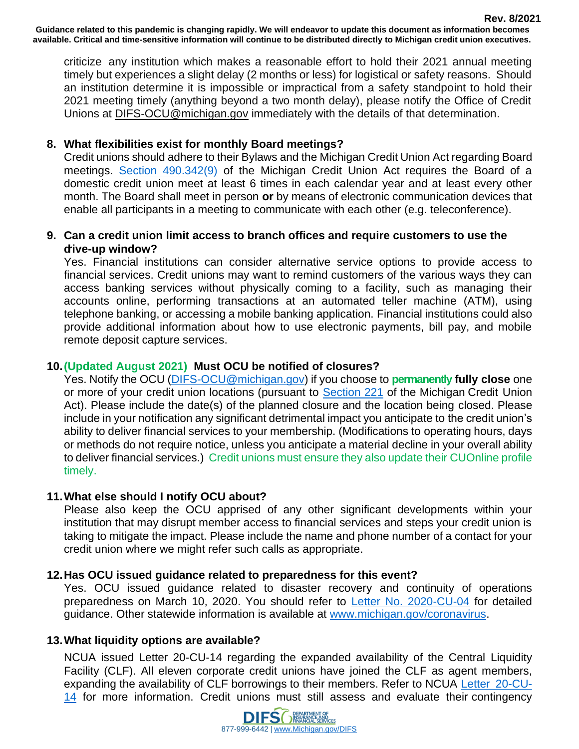criticize any institution which makes a reasonable effort to hold their 2021 annual meeting timely but experiences a slight delay (2 months or less) for logistical or safety reasons. Should an institution determine it is impossible or impractical from a safety standpoint to hold their 2021 meeting timely (anything beyond a two month delay), please notify the Office of Credit Unions at DIFS-OCU@michigan.gov immediately with the details of that determination.

8. **What flexibilities exist for monthly Board meetings?**
   Credit unions should adhere to their Bylaws and the Michigan Credit Union Act regarding Board meetings. Section 490.342(9) of the Michigan Credit Union Act requires the Board of a domestic credit union meet at least 6 times in each calendar year and at least every other month. The Board shall meet in person **or** by means of electronic communication devices that enable all participants in a meeting to communicate with each other (e.g. teleconference).

9. **Can a credit union limit access to branch offices and require customers to use the dive-up window?**
   Yes. Financial institutions can consider alternative service options to provide access to financial services. Credit unions may want to remind customers of the various ways they can access banking services without physically coming to a facility, such as managing their accounts online, performing transactions at an automated teller machine (ATM), using telephone banking, or accessing a mobile banking application. Financial institutions could also provide additional information about how to use electronic payments, bill pay, and mobile remote deposit capture services.

10. **(Updated August 2021) Must OCU be notified of closures?**
    Yes. Notify the OCU (DIFS-OCU@michigan.gov) if you choose to **permanently fully close** one or more of your credit union locations (pursuant to Section 221 of the Michigan Credit Union Act). Please include the date(s) of the planned closure and the location being closed. Please include in your notification any significant detrimental impact you anticipate to the credit union's ability to deliver financial services to your membership. (Modifications to operating hours, days or methods do not require notice, unless you anticipate a material decline in your overall ability to deliver financial services.) Credit unions must ensure they also update their CUOnline profile timely.

11. **What else should I notify OCU about?**
    Please also keep the OCU apprised of any other significant developments within your institution that may disrupt member access to financial services and steps your credit union is taking to mitigate the impact. Please include the name and phone number of a contact for your credit union where we might refer such calls as appropriate.

12. **Has OCU issued guidance related to preparedness for this event?**
    Yes. OCU issued guidance related to disaster recovery and continuity of operations preparedness on March 10, 2020. You should refer to Letter No. 2020-CU-04 for detailed guidance. Other statewide information is available at www.michigan.gov/coronavirus.

13. **What liquidity options are available?**
    NCUA issued Letter 20-CU-14 regarding the expanded availability of the Central Liquidity Facility (CLF). All eleven corporate credit unions have joined the CLF as agent members, expanding the availability of CLF borrowings to their members. Refer to NCUA Letter 20-CU-14 for more information. Credit unions must still assess and evaluate their contingency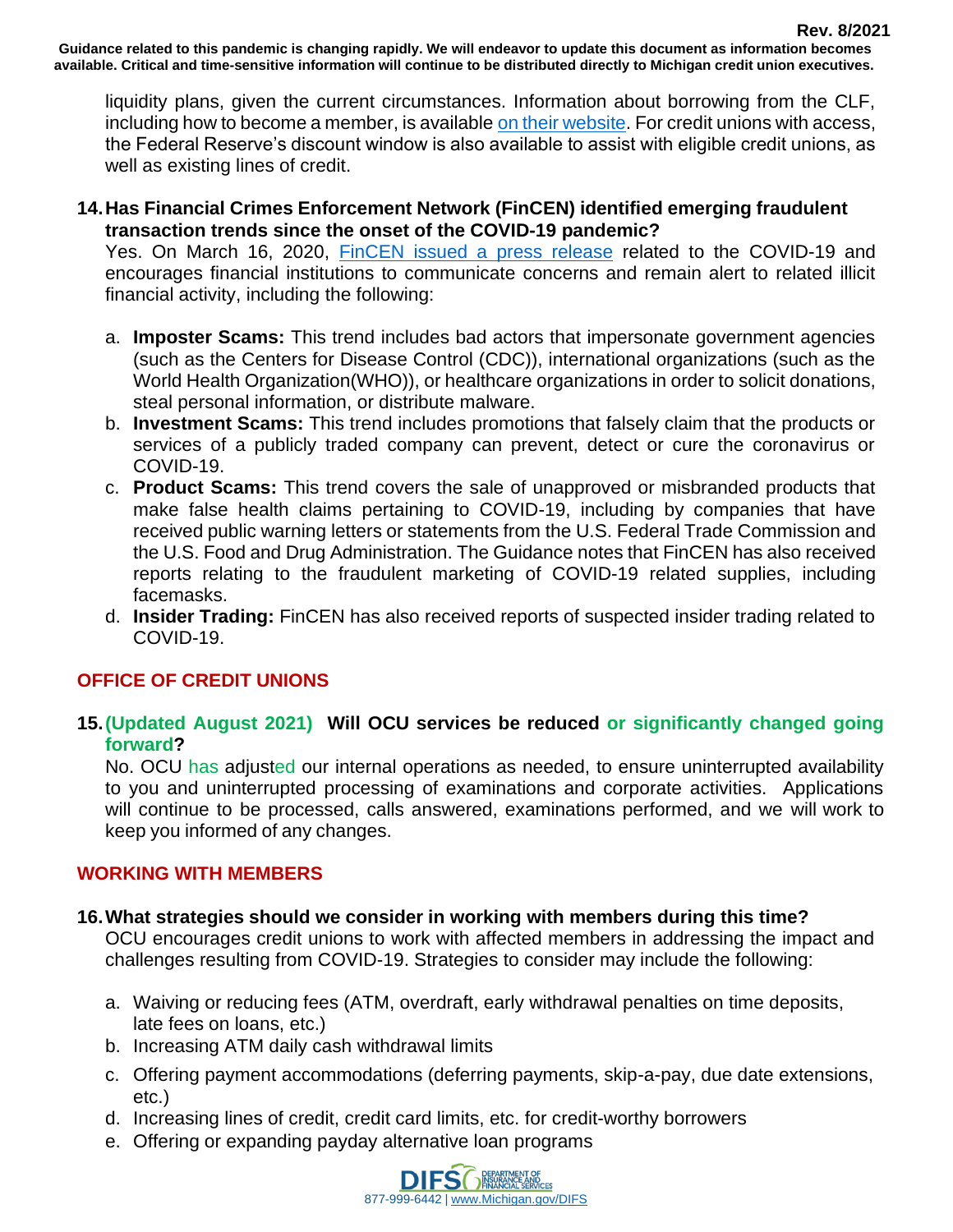liquidity plans, given the current circumstances. Information about borrowing from the CLF, including how to become a member, is available on their website. For credit unions with access, the Federal Reserve's discount window is also available to assist with eligible credit unions, as well as existing lines of credit.

14. **Has Financial Crimes Enforcement Network (FinCEN) identified emerging fraudulent transaction trends since the onset of the COVID-19 pandemic?**

    Yes. On March 16, 2020, FinCEN issued a press release related to the COVID-19 and encourages financial institutions to communicate concerns and remain alert to related illicit financial activity, including the following:

    a. **Imposter Scams:** This trend includes bad actors that impersonate government agencies (such as the Centers for Disease Control (CDC)), international organizations (such as the World Health Organization(WHO)), or healthcare organizations in order to solicit donations, steal personal information, or distribute malware.
    b. **Investment Scams:** This trend includes promotions that falsely claim that the products or services of a publicly traded company can prevent, detect or cure the coronavirus or COVID-19.
    c. **Product Scams:** This trend covers the sale of unapproved or misbranded products that make false health claims pertaining to COVID-19, including by companies that have received public warning letters or statements from the U.S. Federal Trade Commission and the U.S. Food and Drug Administration. The Guidance notes that FinCEN has also received reports relating to the fraudulent marketing of COVID-19 related supplies, including facemasks.
    d. **Insider Trading:** FinCEN has also received reports of suspected insider trading related to COVID-19.

## OFFICE OF CREDIT UNIONS

15. **(Updated August 2021) Will OCU services be reduced or significantly changed going forward?**

    No. OCU has adjusted our internal operations as needed, to ensure uninterrupted availability to you and uninterrupted processing of examinations and corporate activities. Applications will continue to be processed, calls answered, examinations performed, and we will work to keep you informed of any changes.

## WORKING WITH MEMBERS

16. **What strategies should we consider in working with members during this time?**

    OCU encourages credit unions to work with affected members in addressing the impact and challenges resulting from COVID-19. Strategies to consider may include the following:

    a. Waiving or reducing fees (ATM, overdraft, early withdrawal penalties on time deposits, late fees on loans, etc.)
    b. Increasing ATM daily cash withdrawal limits
    c. Offering payment accommodations (deferring payments, skip-a-pay, due date extensions, etc.)
    d. Increasing lines of credit, credit card limits, etc. for credit-worthy borrowers
    e. Offering or expanding payday alternative loan programs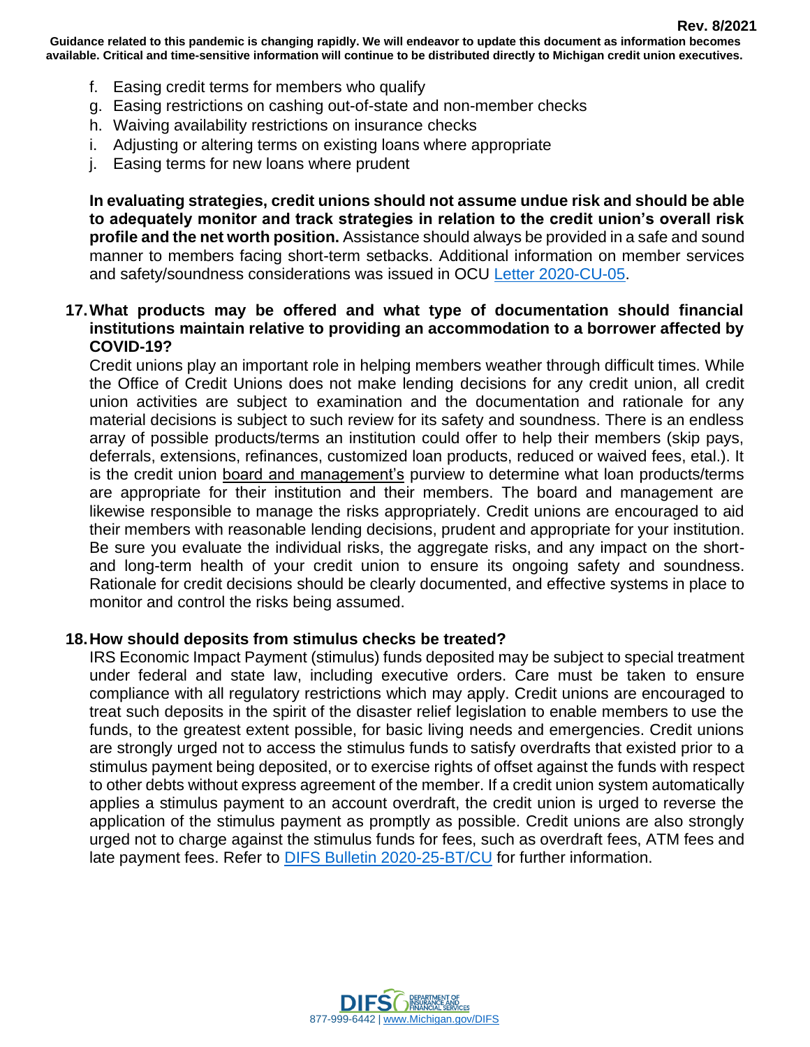f. Easing credit terms for members who qualify
g. Easing restrictions on cashing out-of-state and non-member checks
h. Waiving availability restrictions on insurance checks
i. Adjusting or altering terms on existing loans where appropriate
j. Easing terms for new loans where prudent

**In evaluating strategies, credit unions should not assume undue risk and should be able to adequately monitor and track strategies in relation to the credit union's overall risk profile and the net worth position.** Assistance should always be provided in a safe and sound manner to members facing short-term setbacks. Additional information on member services and safety/soundness considerations was issued in OCU [Letter 2020-CU-05](Letter 2020-CU-05).

**17. What products may be offered and what type of documentation should financial institutions maintain relative to providing an accommodation to a borrower affected by COVID-19?**

Credit unions play an important role in helping members weather through difficult times. While the Office of Credit Unions does not make lending decisions for any credit union, all credit union activities are subject to examination and the documentation and rationale for any material decisions is subject to such review for its safety and soundness. There is an endless array of possible products/terms an institution could offer to help their members (skip pays, deferrals, extensions, refinances, customized loan products, reduced or waived fees, etal.). It is the credit union <u>board and management's</u> purview to determine what loan products/terms are appropriate for their institution and their members. The board and management are likewise responsible to manage the risks appropriately. Credit unions are encouraged to aid their members with reasonable lending decisions, prudent and appropriate for your institution. Be sure you evaluate the individual risks, the aggregate risks, and any impact on the short- and long-term health of your credit union to ensure its ongoing safety and soundness. Rationale for credit decisions should be clearly documented, and effective systems in place to monitor and control the risks being assumed.

**18. How should deposits from stimulus checks be treated?**

IRS Economic Impact Payment (stimulus) funds deposited may be subject to special treatment under federal and state law, including executive orders. Care must be taken to ensure compliance with all regulatory restrictions which may apply. Credit unions are encouraged to treat such deposits in the spirit of the disaster relief legislation to enable members to use the funds, to the greatest extent possible, for basic living needs and emergencies. Credit unions are strongly urged not to access the stimulus funds to satisfy overdrafts that existed prior to a stimulus payment being deposited, or to exercise rights of offset against the funds with respect to other debts without express agreement of the member. If a credit union system automatically applies a stimulus payment to an account overdraft, the credit union is urged to reverse the application of the stimulus payment as promptly as possible. Credit unions are also strongly urged not to charge against the stimulus funds for fees, such as overdraft fees, ATM fees and late payment fees. Refer to [DIFS Bulletin 2020-25-BT/CU](DIFS Bulletin 2020-25-BT/CU) for further information.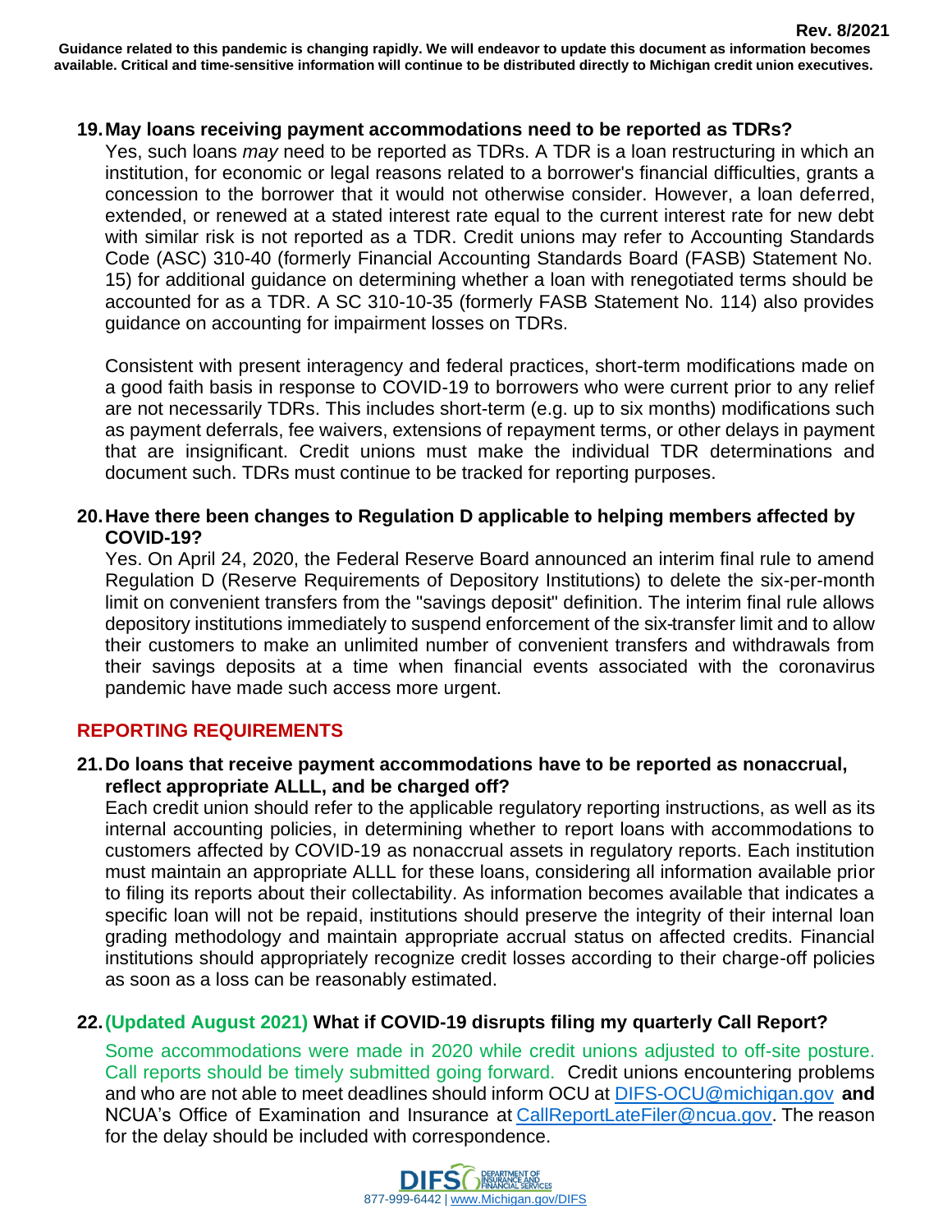**19. May loans receiving payment accommodations need to be reported as TDRs?**

Yes, such loans *may* need to be reported as TDRs. A TDR is a loan restructuring in which an institution, for economic or legal reasons related to a borrower's financial difficulties, grants a concession to the borrower that it would not otherwise consider. However, a loan deferred, extended, or renewed at a stated interest rate equal to the current interest rate for new debt with similar risk is not reported as a TDR. Credit unions may refer to Accounting Standards Code (ASC) 310-40 (formerly Financial Accounting Standards Board (FASB) Statement No. 15) for additional guidance on determining whether a loan with renegotiated terms should be accounted for as a TDR. A SC 310-10-35 (formerly FASB Statement No. 114) also provides guidance on accounting for impairment losses on TDRs.

Consistent with present interagency and federal practices, short-term modifications made on a good faith basis in response to COVID-19 to borrowers who were current prior to any relief are not necessarily TDRs. This includes short-term (e.g. up to six months) modifications such as payment deferrals, fee waivers, extensions of repayment terms, or other delays in payment that are insignificant. Credit unions must make the individual TDR determinations and document such. TDRs must continue to be tracked for reporting purposes.

**20. Have there been changes to Regulation D applicable to helping members affected by COVID-19?**

Yes. On April 24, 2020, the Federal Reserve Board announced an interim final rule to amend Regulation D (Reserve Requirements of Depository Institutions) to delete the six-per-month limit on convenient transfers from the "savings deposit" definition. The interim final rule allows depository institutions immediately to suspend enforcement of the six-transfer limit and to allow their customers to make an unlimited number of convenient transfers and withdrawals from their savings deposits at a time when financial events associated with the coronavirus pandemic have made such access more urgent.

## REPORTING REQUIREMENTS

**21. Do loans that receive payment accommodations have to be reported as nonaccrual, reflect appropriate ALLL, and be charged off?**

Each credit union should refer to the applicable regulatory reporting instructions, as well as its internal accounting policies, in determining whether to report loans with accommodations to customers affected by COVID-19 as nonaccrual assets in regulatory reports. Each institution must maintain an appropriate ALLL for these loans, considering all information available prior to filing its reports about their collectability. As information becomes available that indicates a specific loan will not be repaid, institutions should preserve the integrity of their internal loan grading methodology and maintain appropriate accrual status on affected credits. Financial institutions should appropriately recognize credit losses according to their charge-off policies as soon as a loss can be reasonably estimated.

**22. (Updated August 2021) What if COVID-19 disrupts filing my quarterly Call Report?**

Some accommodations were made in 2020 while credit unions adjusted to off-site posture. Call reports should be timely submitted going forward. Credit unions encountering problems and who are not able to meet deadlines should inform OCU at DIFS-OCU@michigan.gov **and** NCUA's Office of Examination and Insurance at CallReportLateFiler@ncua.gov. The reason for the delay should be included with correspondence.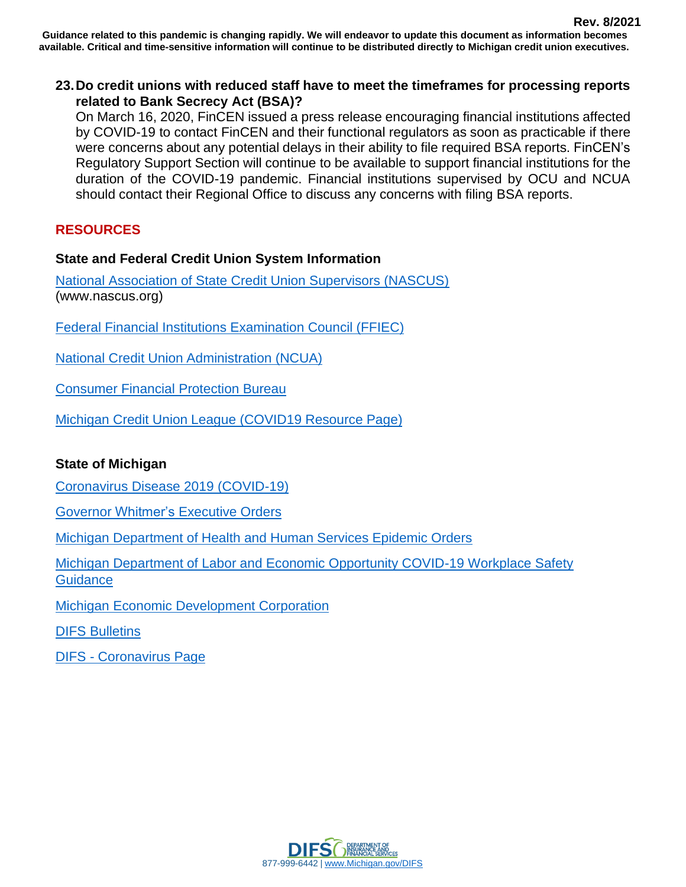23. **Do credit unions with reduced staff have to meet the timeframes for processing reports related to Bank Secrecy Act (BSA)?**

    On March 16, 2020, FinCEN issued a press release encouraging financial institutions affected by COVID-19 to contact FinCEN and their functional regulators as soon as practicable if there were concerns about any potential delays in their ability to file required BSA reports. FinCEN's Regulatory Support Section will continue to be available to support financial institutions for the duration of the COVID-19 pandemic. Financial institutions supervised by OCU and NCUA should contact their Regional Office to discuss any concerns with filing BSA reports.

## RESOURCES

### State and Federal Credit Union System Information

National Association of State Credit Union Supervisors (NASCUS)
(www.nascus.org)

Federal Financial Institutions Examination Council (FFIEC)

National Credit Union Administration (NCUA)

Consumer Financial Protection Bureau

Michigan Credit Union League (COVID19 Resource Page)

### State of Michigan

Coronavirus Disease 2019 (COVID-19)

Governor Whitmer's Executive Orders

Michigan Department of Health and Human Services Epidemic Orders

Michigan Department of Labor and Economic Opportunity COVID-19 Workplace Safety Guidance

Michigan Economic Development Corporation

DIFS Bulletins

DIFS - Coronavirus Page